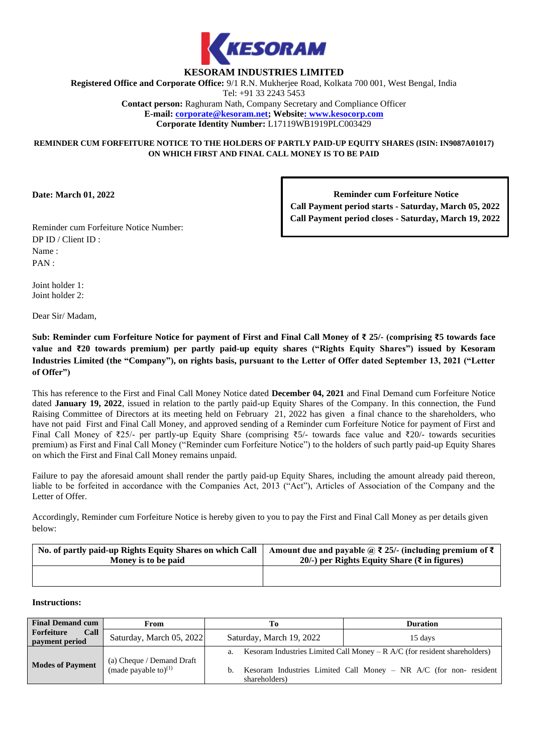# KESORAM INDUSTRIES LIMITED

**Registered Office and Corporate Office:** 9/1 R.N. Mukherjee Road, Kolkata 700 001, West Bengal, India
Tel: +91 33 2243 5453
**Contact person:** Raghuram Nath, Company Secretary and Compliance Officer
**E-mail:** corporate@kesoram.net**; Website: www.kesocorp.com**
**Corporate Identity Number:** L17119WB1919PLC003429

**REMINDER CUM FORFEITURE NOTICE TO THE HOLDERS OF PARTLY PAID-UP EQUITY SHARES (ISIN: IN9087A01017) ON WHICH FIRST AND FINAL CALL MONEY IS TO BE PAID**

**Date: March 01, 2022**

**Reminder cum Forfeiture Notice**
**Call Payment period starts - Saturday, March 05, 2022**
**Call Payment period closes - Saturday, March 19, 2022**

Reminder cum Forfeiture Notice Number:
DP ID / Client ID :
Name :
PAN :

Joint holder 1:
Joint holder 2:

Dear Sir/ Madam,

**Sub: Reminder cum Forfeiture Notice for payment of First and Final Call Money of ₹ 25/- (comprising ₹5 towards face value and ₹20 towards premium) per partly paid-up equity shares ("Rights Equity Shares") issued by Kesoram Industries Limited (the "Company"), on rights basis, pursuant to the Letter of Offer dated September 13, 2021 ("Letter of Offer")**

This has reference to the First and Final Call Money Notice dated **December 04, 2021** and Final Demand cum Forfeiture Notice dated **January 19, 2022**, issued in relation to the partly paid-up Equity Shares of the Company. In this connection, the Fund Raising Committee of Directors at its meeting held on February 21, 2022 has given a final chance to the shareholders, who have not paid First and Final Call Money, and approved sending of a Reminder cum Forfeiture Notice for payment of First and Final Call Money of ₹25/- per partly-up Equity Share (comprising ₹5/- towards face value and ₹20/- towards securities premium) as First and Final Call Money ("Reminder cum Forfeiture Notice") to the holders of such partly paid-up Equity Shares on which the First and Final Call Money remains unpaid.

Failure to pay the aforesaid amount shall render the partly paid-up Equity Shares, including the amount already paid thereon, liable to be forfeited in accordance with the Companies Act, 2013 ("Act"), Articles of Association of the Company and the Letter of Offer.

Accordingly, Reminder cum Forfeiture Notice is hereby given to you to pay the First and Final Call Money as per details given below:

| No. of partly paid-up Rights Equity Shares on which Call Money is to be paid | Amount due and payable @ ₹ 25/- (including premium of ₹ 20/-) per Rights Equity Share (₹ in figures) |
|---|---|
| | |

**Instructions:**

| **Final Demand cum Forfeiture Call payment period** | **From** | **To** | **Duration** |
|---|---|---|---|
| | Saturday, March 05, 2022 | Saturday, March 19, 2022 | 15 days |
| **Modes of Payment** | (a) Cheque / Demand Draft (made payable to)[1] | a. Kesoram Industries Limited Call Money – R A/C (for resident shareholders)<br>b. Kesoram Industries Limited Call Money – NR A/C (for non- resident shareholders) | |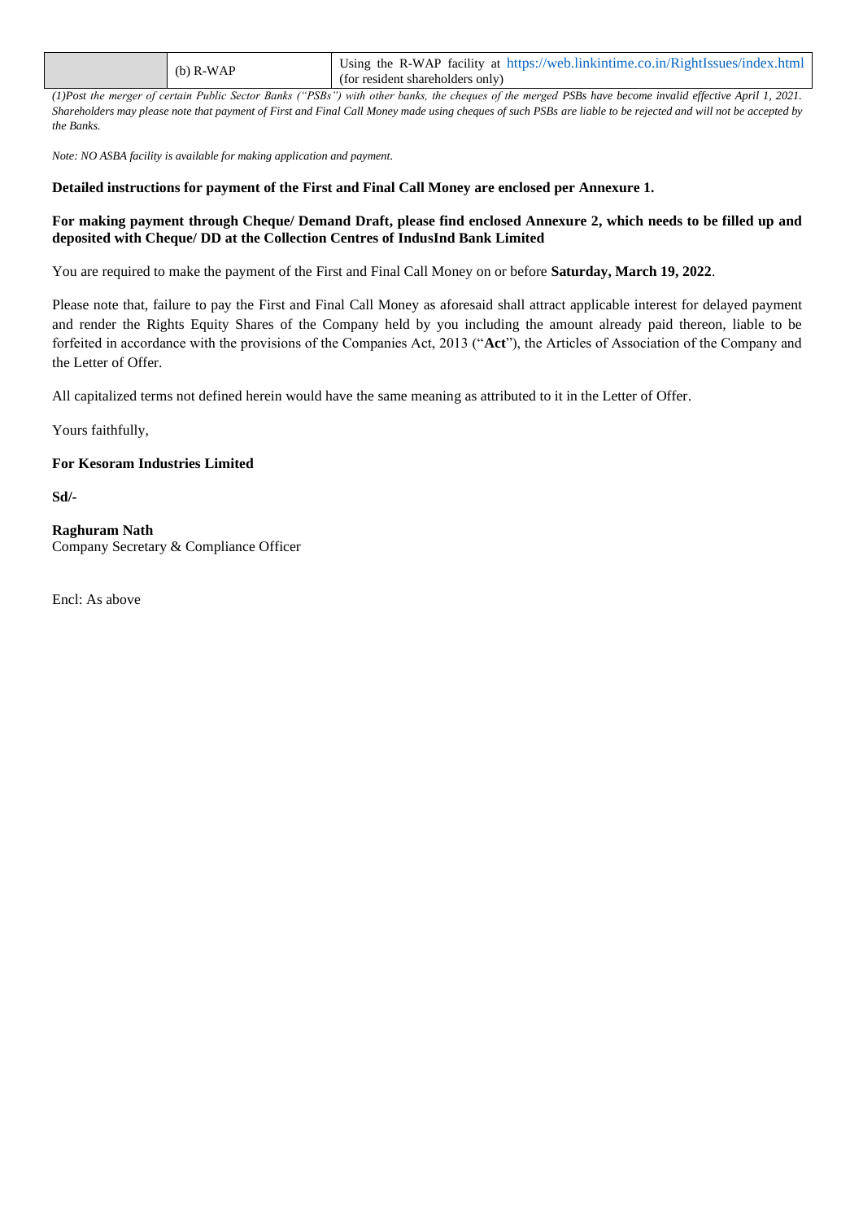| | | |
|---|---|---|
| | (b) R-WAP | Using the R-WAP facility at https://web.linkintime.co.in/RightIssues/index.html (for resident shareholders only) |

*(1)Post the merger of certain Public Sector Banks ("PSBs") with other banks, the cheques of the merged PSBs have become invalid effective April 1, 2021. Shareholders may please note that payment of First and Final Call Money made using cheques of such PSBs are liable to be rejected and will not be accepted by the Banks.*

*Note: NO ASBA facility is available for making application and payment.*

**Detailed instructions for payment of the First and Final Call Money are enclosed per Annexure 1.**

**For making payment through Cheque/ Demand Draft, please find enclosed Annexure 2, which needs to be filled up and deposited with Cheque/ DD at the Collection Centres of IndusInd Bank Limited**

You are required to make the payment of the First and Final Call Money on or before **Saturday, March 19, 2022**.

Please note that, failure to pay the First and Final Call Money as aforesaid shall attract applicable interest for delayed payment and render the Rights Equity Shares of the Company held by you including the amount already paid thereon, liable to be forfeited in accordance with the provisions of the Companies Act, 2013 ("**Act**"), the Articles of Association of the Company and the Letter of Offer.

All capitalized terms not defined herein would have the same meaning as attributed to it in the Letter of Offer.

Yours faithfully,

**For Kesoram Industries Limited**

**Sd/-**

**Raghuram Nath**
Company Secretary & Compliance Officer

Encl: As above